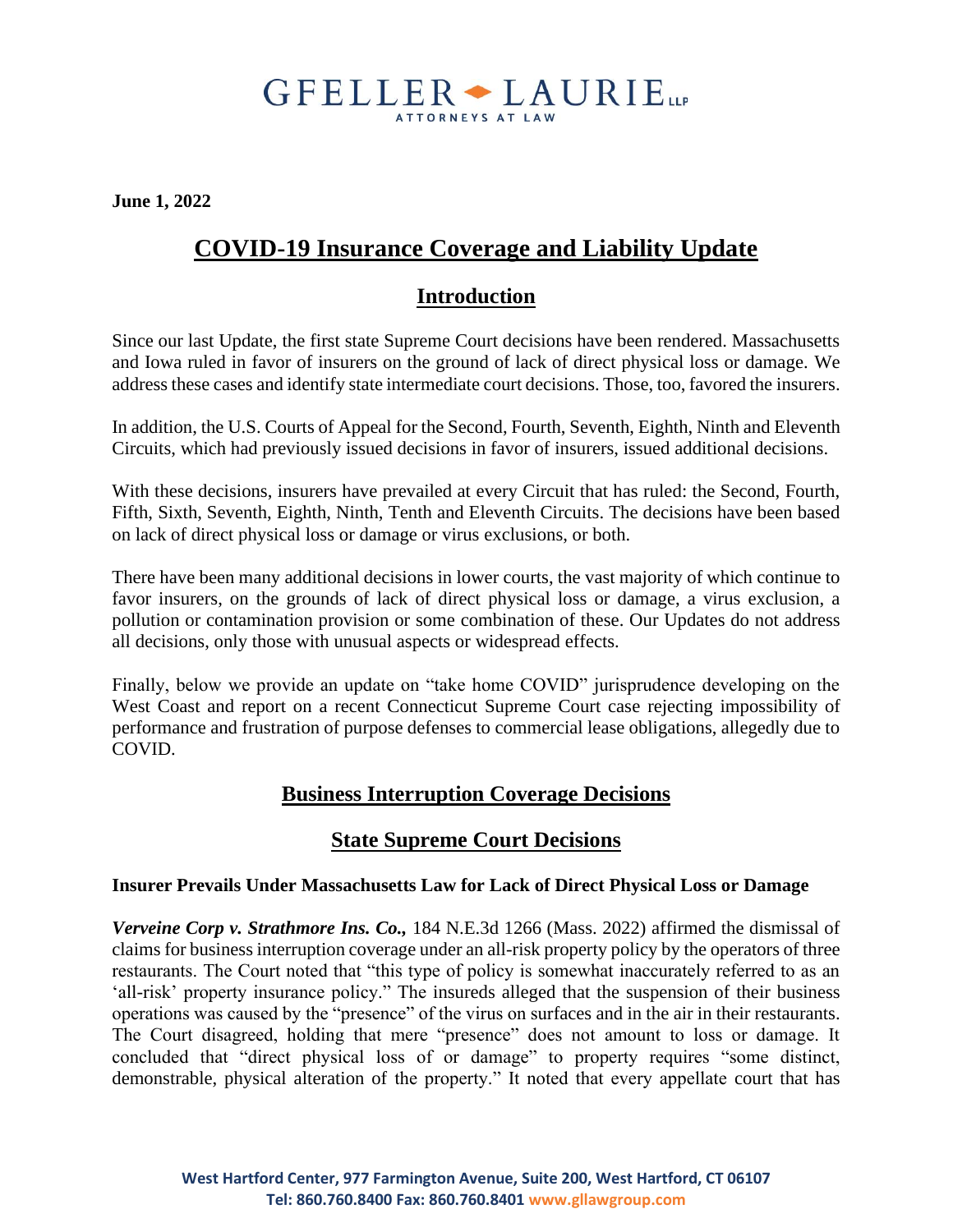GFELLER LAURIE LLP
ATTORNEYS AT LAW

**June 1, 2022**

# COVID-19 Insurance Coverage and Liability Update

## Introduction

Since our last Update, the first state Supreme Court decisions have been rendered. Massachusetts and Iowa ruled in favor of insurers on the ground of lack of direct physical loss or damage. We address these cases and identify state intermediate court decisions. Those, too, favored the insurers.

In addition, the U.S. Courts of Appeal for the Second, Fourth, Seventh, Eighth, Ninth and Eleventh Circuits, which had previously issued decisions in favor of insurers, issued additional decisions.

With these decisions, insurers have prevailed at every Circuit that has ruled: the Second, Fourth, Fifth, Sixth, Seventh, Eighth, Ninth, Tenth and Eleventh Circuits. The decisions have been based on lack of direct physical loss or damage or virus exclusions, or both.

There have been many additional decisions in lower courts, the vast majority of which continue to favor insurers, on the grounds of lack of direct physical loss or damage, a virus exclusion, a pollution or contamination provision or some combination of these. Our Updates do not address all decisions, only those with unusual aspects or widespread effects.

Finally, below we provide an update on "take home COVID" jurisprudence developing on the West Coast and report on a recent Connecticut Supreme Court case rejecting impossibility of performance and frustration of purpose defenses to commercial lease obligations, allegedly due to COVID.

## Business Interruption Coverage Decisions

## State Supreme Court Decisions

### Insurer Prevails Under Massachusetts Law for Lack of Direct Physical Loss or Damage

***Verveine Corp v. Strathmore Ins. Co.,*** 184 N.E.3d 1266 (Mass. 2022) affirmed the dismissal of claims for business interruption coverage under an all-risk property policy by the operators of three restaurants. The Court noted that "this type of policy is somewhat inaccurately referred to as an 'all-risk' property insurance policy." The insureds alleged that the suspension of their business operations was caused by the "presence" of the virus on surfaces and in the air in their restaurants. The Court disagreed, holding that mere "presence" does not amount to loss or damage. It concluded that "direct physical loss of or damage" to property requires "some distinct, demonstrable, physical alteration of the property." It noted that every appellate court that has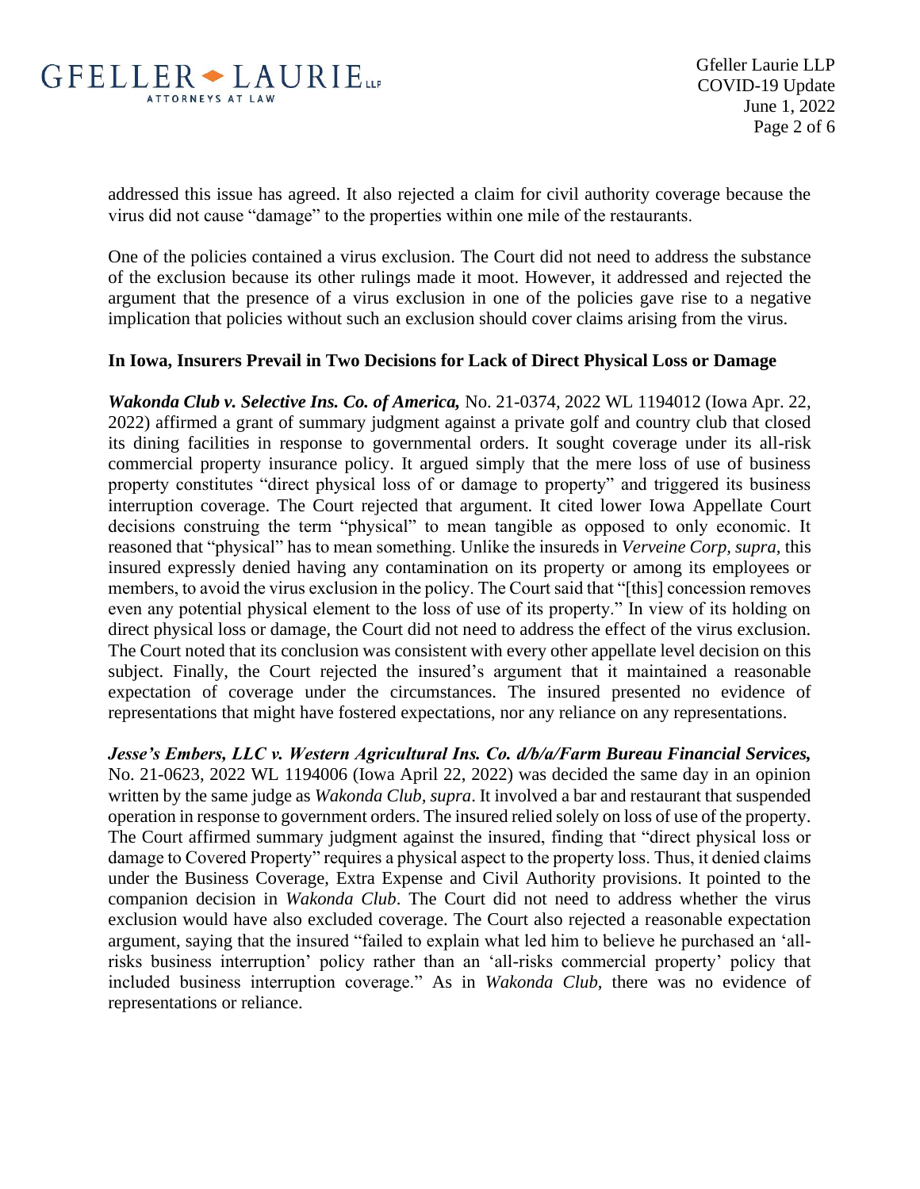addressed this issue has agreed. It also rejected a claim for civil authority coverage because the virus did not cause "damage" to the properties within one mile of the restaurants.

One of the policies contained a virus exclusion. The Court did not need to address the substance of the exclusion because its other rulings made it moot. However, it addressed and rejected the argument that the presence of a virus exclusion in one of the policies gave rise to a negative implication that policies without such an exclusion should cover claims arising from the virus.

**In Iowa, Insurers Prevail in Two Decisions for Lack of Direct Physical Loss or Damage**

***Wakonda Club v. Selective Ins. Co. of America,*** No. 21-0374, 2022 WL 1194012 (Iowa Apr. 22, 2022) affirmed a grant of summary judgment against a private golf and country club that closed its dining facilities in response to governmental orders. It sought coverage under its all-risk commercial property insurance policy. It argued simply that the mere loss of use of business property constitutes "direct physical loss of or damage to property" and triggered its business interruption coverage. The Court rejected that argument. It cited lower Iowa Appellate Court decisions construing the term "physical" to mean tangible as opposed to only economic. It reasoned that "physical" has to mean something. Unlike the insureds in *Verveine Corp, supra,* this insured expressly denied having any contamination on its property or among its employees or members, to avoid the virus exclusion in the policy. The Court said that "[this] concession removes even any potential physical element to the loss of use of its property." In view of its holding on direct physical loss or damage, the Court did not need to address the effect of the virus exclusion. The Court noted that its conclusion was consistent with every other appellate level decision on this subject. Finally, the Court rejected the insured's argument that it maintained a reasonable expectation of coverage under the circumstances. The insured presented no evidence of representations that might have fostered expectations, nor any reliance on any representations.

***Jesse's Embers, LLC v. Western Agricultural Ins. Co. d/b/a/Farm Bureau Financial Services,*** No. 21-0623, 2022 WL 1194006 (Iowa April 22, 2022) was decided the same day in an opinion written by the same judge as *Wakonda Club, supra*. It involved a bar and restaurant that suspended operation in response to government orders. The insured relied solely on loss of use of the property. The Court affirmed summary judgment against the insured, finding that "direct physical loss or damage to Covered Property" requires a physical aspect to the property loss. Thus, it denied claims under the Business Coverage, Extra Expense and Civil Authority provisions. It pointed to the companion decision in *Wakonda Club*. The Court did not need to address whether the virus exclusion would have also excluded coverage. The Court also rejected a reasonable expectation argument, saying that the insured "failed to explain what led him to believe he purchased an 'all-risks business interruption' policy rather than an 'all-risks commercial property' policy that included business interruption coverage." As in *Wakonda Club*, there was no evidence of representations or reliance.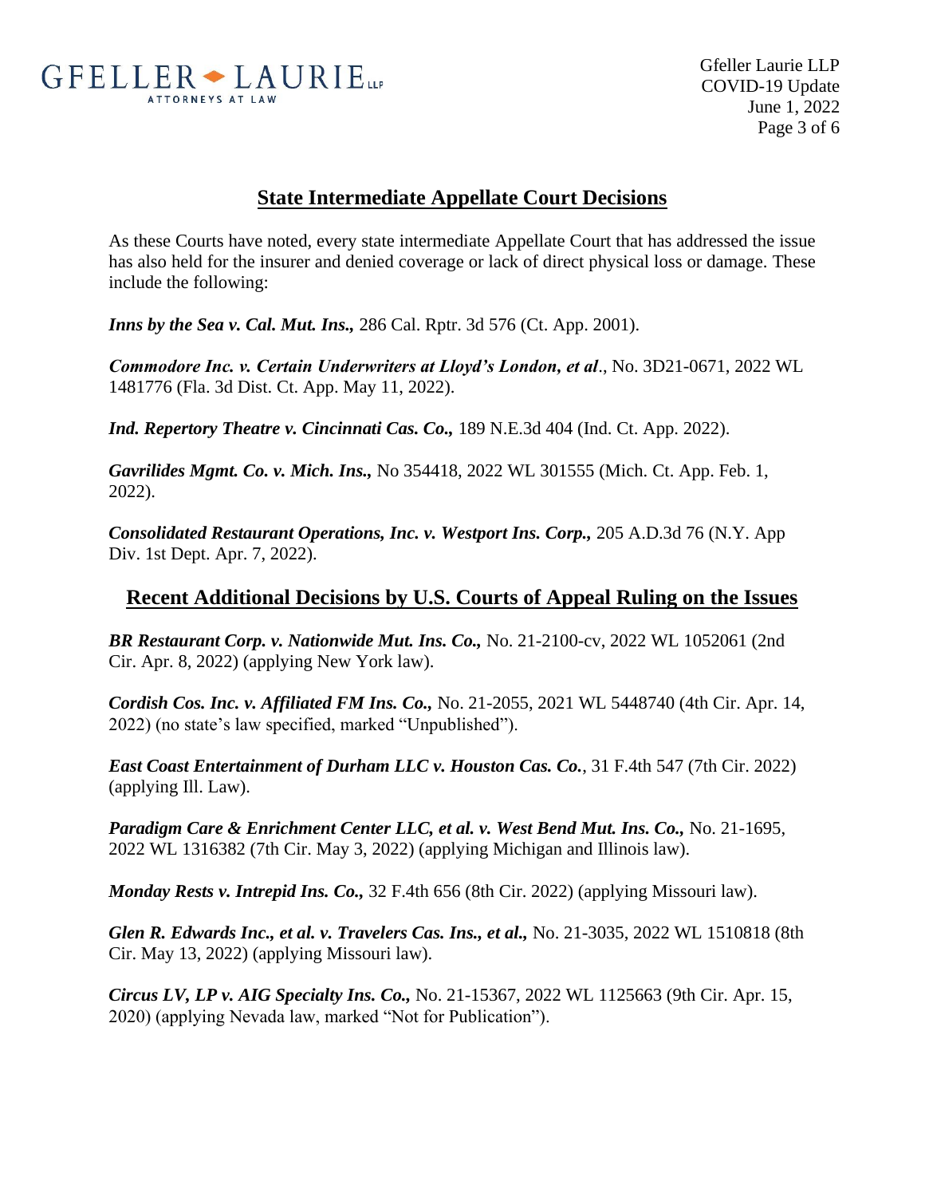## State Intermediate Appellate Court Decisions

As these Courts have noted, every state intermediate Appellate Court that has addressed the issue has also held for the insurer and denied coverage or lack of direct physical loss or damage. These include the following:

***Inns by the Sea v. Cal. Mut. Ins.,*** 286 Cal. Rptr. 3d 576 (Ct. App. 2001).

***Commodore Inc. v. Certain Underwriters at Lloyd's London, et al***., No. 3D21-0671, 2022 WL 1481776 (Fla. 3d Dist. Ct. App. May 11, 2022).

***Ind. Repertory Theatre v. Cincinnati Cas. Co.,*** 189 N.E.3d 404 (Ind. Ct. App. 2022).

***Gavrilides Mgmt. Co. v. Mich. Ins.,*** No 354418, 2022 WL 301555 (Mich. Ct. App. Feb. 1, 2022).

***Consolidated Restaurant Operations, Inc. v. Westport Ins. Corp.,*** 205 A.D.3d 76 (N.Y. App Div. 1st Dept. Apr. 7, 2022).

## Recent Additional Decisions by U.S. Courts of Appeal Ruling on the Issues

***BR Restaurant Corp. v. Nationwide Mut. Ins. Co.,*** No. 21-2100-cv, 2022 WL 1052061 (2nd Cir. Apr. 8, 2022) (applying New York law).

***Cordish Cos. Inc. v. Affiliated FM Ins. Co.,*** No. 21-2055, 2021 WL 5448740 (4th Cir. Apr. 14, 2022) (no state's law specified, marked "Unpublished").

***East Coast Entertainment of Durham LLC v. Houston Cas. Co.***, 31 F.4th 547 (7th Cir. 2022) (applying Ill. Law).

***Paradigm Care & Enrichment Center LLC, et al. v. West Bend Mut. Ins. Co.,*** No. 21-1695, 2022 WL 1316382 (7th Cir. May 3, 2022) (applying Michigan and Illinois law).

***Monday Rests v. Intrepid Ins. Co.,*** 32 F.4th 656 (8th Cir. 2022) (applying Missouri law).

***Glen R. Edwards Inc., et al. v. Travelers Cas. Ins., et al.,*** No. 21-3035, 2022 WL 1510818 (8th Cir. May 13, 2022) (applying Missouri law).

***Circus LV, LP v. AIG Specialty Ins. Co.,*** No. 21-15367, 2022 WL 1125663 (9th Cir. Apr. 15, 2020) (applying Nevada law, marked "Not for Publication").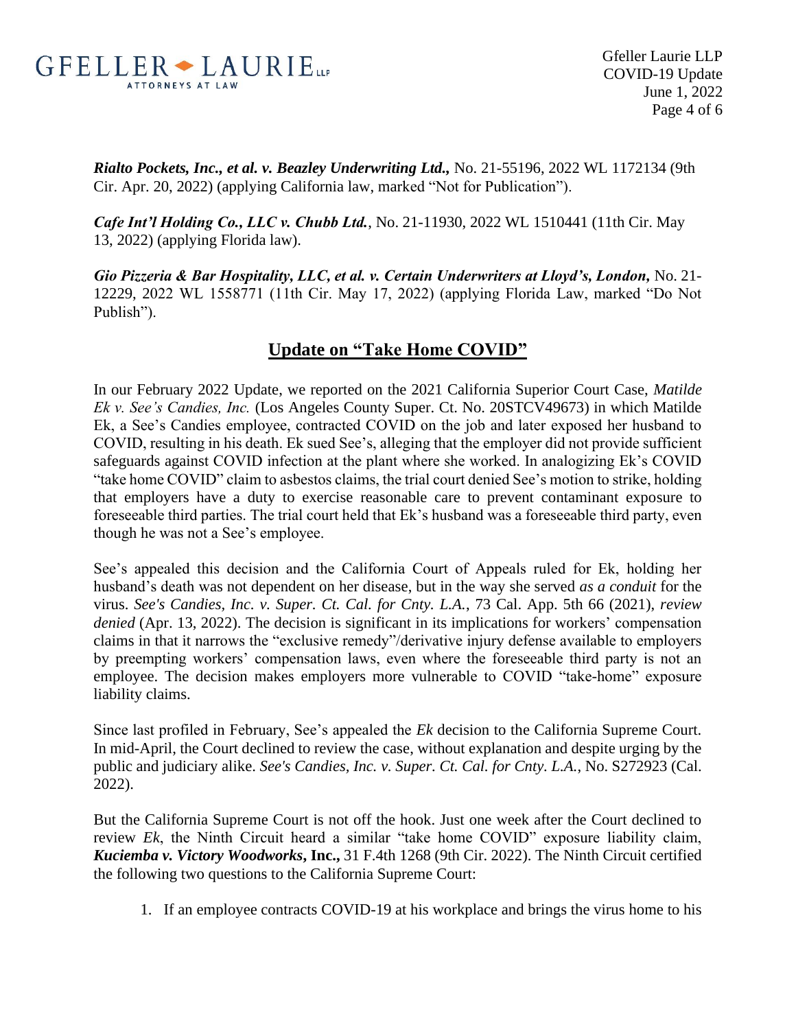***Rialto Pockets, Inc., et al. v. Beazley Underwriting Ltd.,*** No. 21-55196, 2022 WL 1172134 (9th Cir. Apr. 20, 2022) (applying California law, marked "Not for Publication").

***Cafe Int'l Holding Co., LLC v. Chubb Ltd.***, No. 21-11930, 2022 WL 1510441 (11th Cir. May 13, 2022) (applying Florida law).

***Gio Pizzeria & Bar Hospitality, LLC, et al. v. Certain Underwriters at Lloyd's, London,*** No. 21-12229, 2022 WL 1558771 (11th Cir. May 17, 2022) (applying Florida Law, marked "Do Not Publish").

## Update on "Take Home COVID"

In our February 2022 Update, we reported on the 2021 California Superior Court Case, *Matilde Ek v. See's Candies, Inc.* (Los Angeles County Super. Ct. No. 20STCV49673) in which Matilde Ek, a See's Candies employee, contracted COVID on the job and later exposed her husband to COVID, resulting in his death. Ek sued See's, alleging that the employer did not provide sufficient safeguards against COVID infection at the plant where she worked. In analogizing Ek's COVID "take home COVID" claim to asbestos claims, the trial court denied See's motion to strike, holding that employers have a duty to exercise reasonable care to prevent contaminant exposure to foreseeable third parties. The trial court held that Ek's husband was a foreseeable third party, even though he was not a See's employee.

See's appealed this decision and the California Court of Appeals ruled for Ek, holding her husband's death was not dependent on her disease, but in the way she served *as a conduit* for the virus. *See's Candies, Inc. v. Super. Ct. Cal. for Cnty. L.A.*, 73 Cal. App. 5th 66 (2021), *review denied* (Apr. 13, 2022). The decision is significant in its implications for workers' compensation claims in that it narrows the "exclusive remedy"/derivative injury defense available to employers by preempting workers' compensation laws, even where the foreseeable third party is not an employee. The decision makes employers more vulnerable to COVID "take-home" exposure liability claims.

Since last profiled in February, See's appealed the *Ek* decision to the California Supreme Court. In mid-April, the Court declined to review the case, without explanation and despite urging by the public and judiciary alike. *See's Candies, Inc. v. Super. Ct. Cal. for Cnty. L.A.*, No. S272923 (Cal. 2022).

But the California Supreme Court is not off the hook. Just one week after the Court declined to review *Ek*, the Ninth Circuit heard a similar "take home COVID" exposure liability claim, ***Kuciemba v. Victory Woodworks*, Inc.,** 31 F.4th 1268 (9th Cir. 2022). The Ninth Circuit certified the following two questions to the California Supreme Court:

1. If an employee contracts COVID-19 at his workplace and brings the virus home to his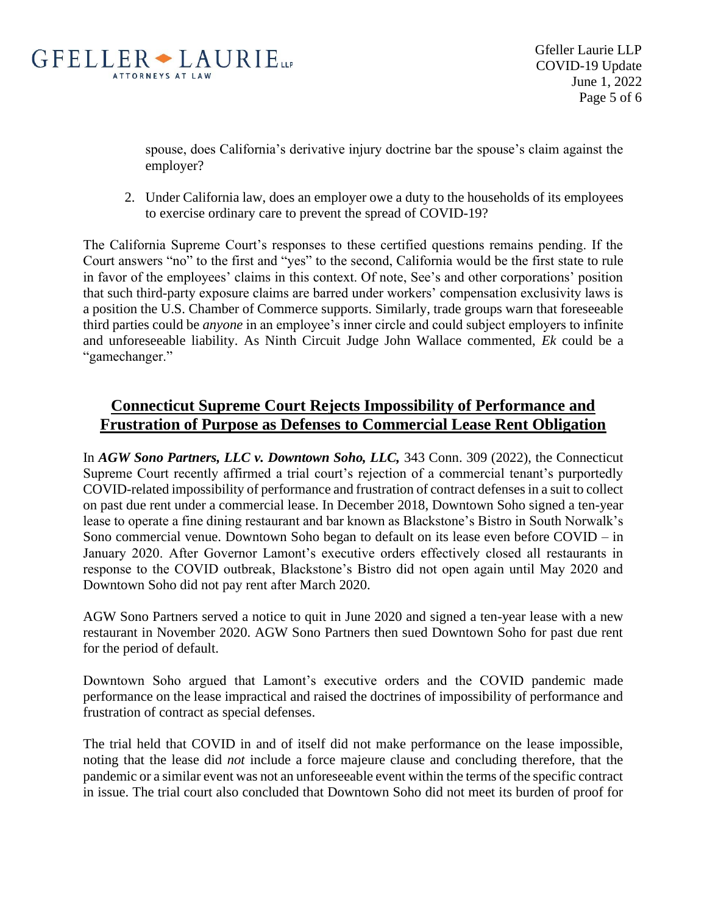spouse, does California's derivative injury doctrine bar the spouse's claim against the employer?

2. Under California law, does an employer owe a duty to the households of its employees to exercise ordinary care to prevent the spread of COVID-19?

The California Supreme Court's responses to these certified questions remains pending. If the Court answers "no" to the first and "yes" to the second, California would be the first state to rule in favor of the employees' claims in this context. Of note, See's and other corporations' position that such third-party exposure claims are barred under workers' compensation exclusivity laws is a position the U.S. Chamber of Commerce supports. Similarly, trade groups warn that foreseeable third parties could be *anyone* in an employee's inner circle and could subject employers to infinite and unforeseeable liability. As Ninth Circuit Judge John Wallace commented, *Ek* could be a "gamechanger."

## Connecticut Supreme Court Rejects Impossibility of Performance and Frustration of Purpose as Defenses to Commercial Lease Rent Obligation

In ***AGW Sono Partners, LLC v. Downtown Soho, LLC,*** 343 Conn. 309 (2022), the Connecticut Supreme Court recently affirmed a trial court's rejection of a commercial tenant's purportedly COVID-related impossibility of performance and frustration of contract defenses in a suit to collect on past due rent under a commercial lease. In December 2018, Downtown Soho signed a ten-year lease to operate a fine dining restaurant and bar known as Blackstone's Bistro in South Norwalk's Sono commercial venue. Downtown Soho began to default on its lease even before COVID – in January 2020. After Governor Lamont's executive orders effectively closed all restaurants in response to the COVID outbreak, Blackstone's Bistro did not open again until May 2020 and Downtown Soho did not pay rent after March 2020.

AGW Sono Partners served a notice to quit in June 2020 and signed a ten-year lease with a new restaurant in November 2020. AGW Sono Partners then sued Downtown Soho for past due rent for the period of default.

Downtown Soho argued that Lamont's executive orders and the COVID pandemic made performance on the lease impractical and raised the doctrines of impossibility of performance and frustration of contract as special defenses.

The trial held that COVID in and of itself did not make performance on the lease impossible, noting that the lease did *not* include a force majeure clause and concluding therefore, that the pandemic or a similar event was not an unforeseeable event within the terms of the specific contract in issue. The trial court also concluded that Downtown Soho did not meet its burden of proof for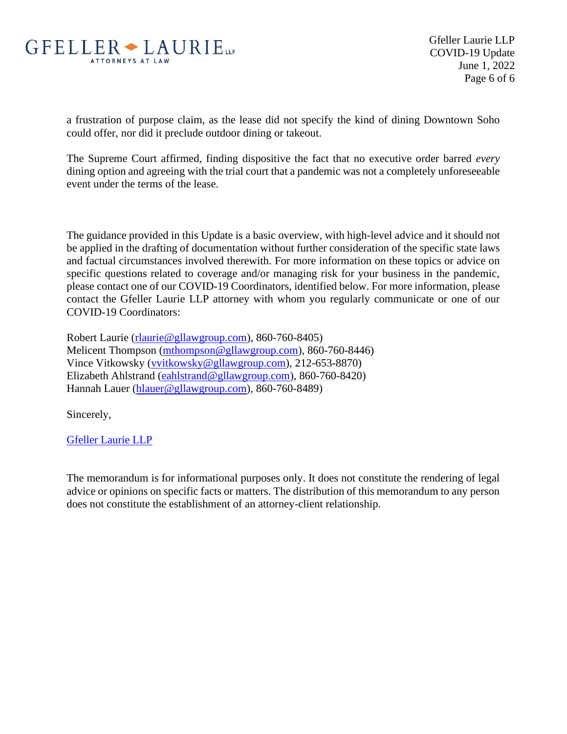a frustration of purpose claim, as the lease did not specify the kind of dining Downtown Soho could offer, nor did it preclude outdoor dining or takeout.

The Supreme Court affirmed, finding dispositive the fact that no executive order barred *every* dining option and agreeing with the trial court that a pandemic was not a completely unforeseeable event under the terms of the lease.

The guidance provided in this Update is a basic overview, with high-level advice and it should not be applied in the drafting of documentation without further consideration of the specific state laws and factual circumstances involved therewith. For more information on these topics or advice on specific questions related to coverage and/or managing risk for your business in the pandemic, please contact one of our COVID-19 Coordinators, identified below. For more information, please contact the Gfeller Laurie LLP attorney with whom you regularly communicate or one of our COVID-19 Coordinators:

Robert Laurie (rlaurie@gllawgroup.com), 860-760-8405)
Melicent Thompson (mthompson@gllawgroup.com), 860-760-8446)
Vince Vitkowsky (vvitkowsky@gllawgroup.com), 212-653-8870)
Elizabeth Ahlstrand (eahlstrand@gllawgroup.com), 860-760-8420)
Hannah Lauer (hlauer@gllawgroup.com), 860-760-8489)

Sincerely,

Gfeller Laurie LLP

The memorandum is for informational purposes only. It does not constitute the rendering of legal advice or opinions on specific facts or matters. The distribution of this memorandum to any person does not constitute the establishment of an attorney-client relationship.